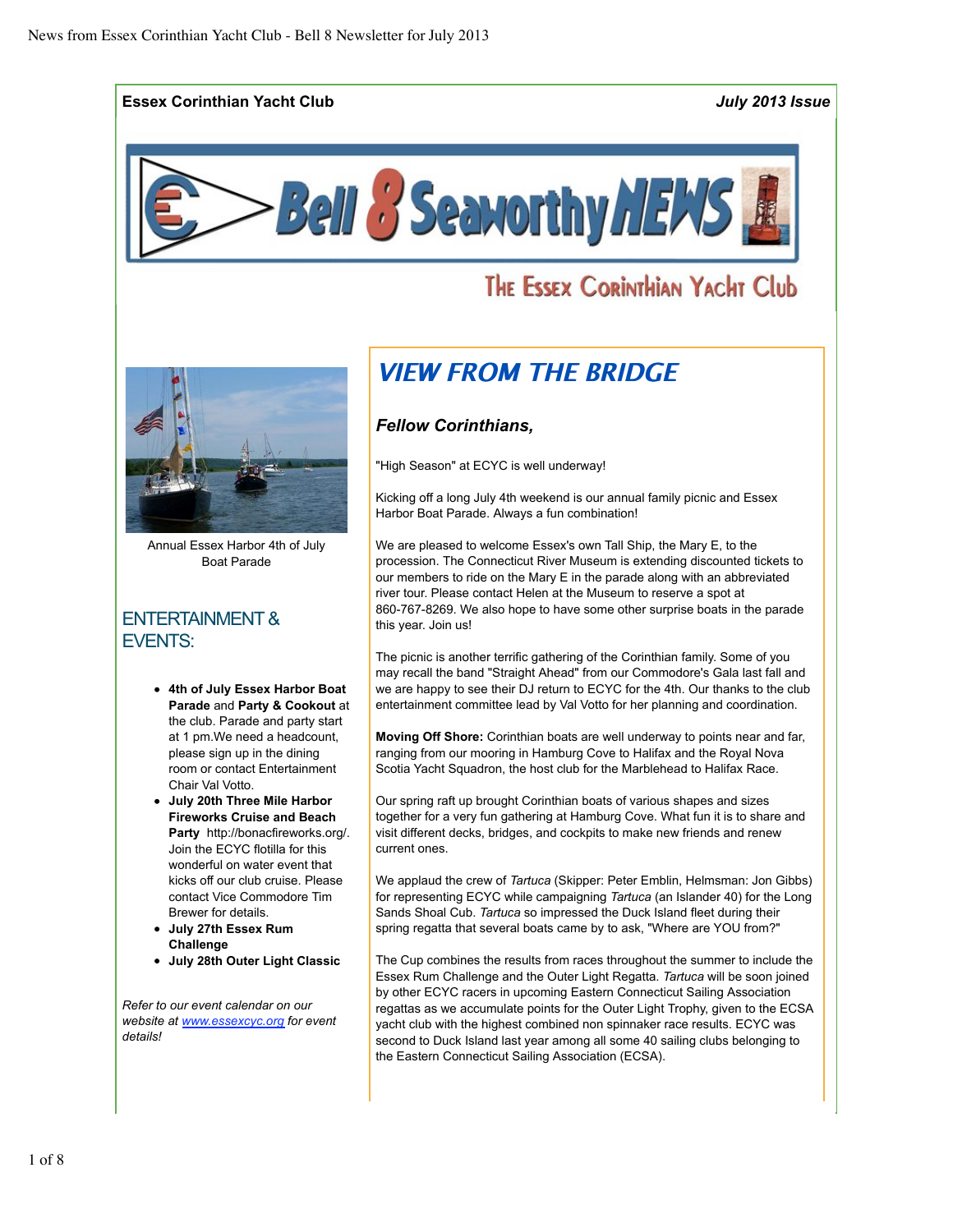**Essex Corinthian Yacht Club** *July 2013 Issue*

# Bell 8 Seaworthy NEWS

## The Essex Corinthian Yacht Club

Annual Essex Harbor 4th of July Boat Parade

## ENTERTAINMENT & EVENTS:

- **4th of July Essex Harbor Boat Parade** and **Party & Cookout** at the club. Parade and party start at 1 pm.We need a headcount, please sign up in the dining room or contact Entertainment Chair Val Votto.
- **July 20th Three Mile Harbor Fireworks Cruise and Beach Party** http://bonacfireworks.org/. Join the ECYC flotilla for this wonderful on water event that kicks off our club cruise. Please contact Vice Commodore Tim Brewer for details.
- **July 27th Essex Rum Challenge**
- **July 28th Outer Light Classic**

*Refer to our event calendar on our website at [www.essexcyc.org](www.essexcyc.org) for event details!*

## VIEW FROM THE BRIDGE

### *Fellow Corinthians,*

"High Season" at ECYC is well underway!

Kicking off a long July 4th weekend is our annual family picnic and Essex Harbor Boat Parade. Always a fun combination!

We are pleased to welcome Essex's own Tall Ship, the Mary E, to the procession. The Connecticut River Museum is extending discounted tickets to our members to ride on the Mary E in the parade along with an abbreviated river tour. Please contact Helen at the Museum to reserve a spot at 860-767-8269. We also hope to have some other surprise boats in the parade this year. Join us!

The picnic is another terrific gathering of the Corinthian family. Some of you may recall the band "Straight Ahead" from our Commodore's Gala last fall and we are happy to see their DJ return to ECYC for the 4th. Our thanks to the club entertainment committee lead by Val Votto for her planning and coordination.

**Moving Off Shore:** Corinthian boats are well underway to points near and far, ranging from our mooring in Hamburg Cove to Halifax and the Royal Nova Scotia Yacht Squadron, the host club for the Marblehead to Halifax Race.

Our spring raft up brought Corinthian boats of various shapes and sizes together for a very fun gathering at Hamburg Cove. What fun it is to share and visit different decks, bridges, and cockpits to make new friends and renew current ones.

We applaud the crew of *Tartuca* (Skipper: Peter Emblin, Helmsman: Jon Gibbs) for representing ECYC while campaigning *Tartuca* (an Islander 40) for the Long Sands Shoal Cub. *Tartuca* so impressed the Duck Island fleet during their spring regatta that several boats came by to ask, "Where are YOU from?"

The Cup combines the results from races throughout the summer to include the Essex Rum Challenge and the Outer Light Regatta. *Tartuca* will be soon joined by other ECYC racers in upcoming Eastern Connecticut Sailing Association regattas as we accumulate points for the Outer Light Trophy, given to the ECSA yacht club with the highest combined non spinnaker race results. ECYC was second to Duck Island last year among all some 40 sailing clubs belonging to the Eastern Connecticut Sailing Association (ECSA).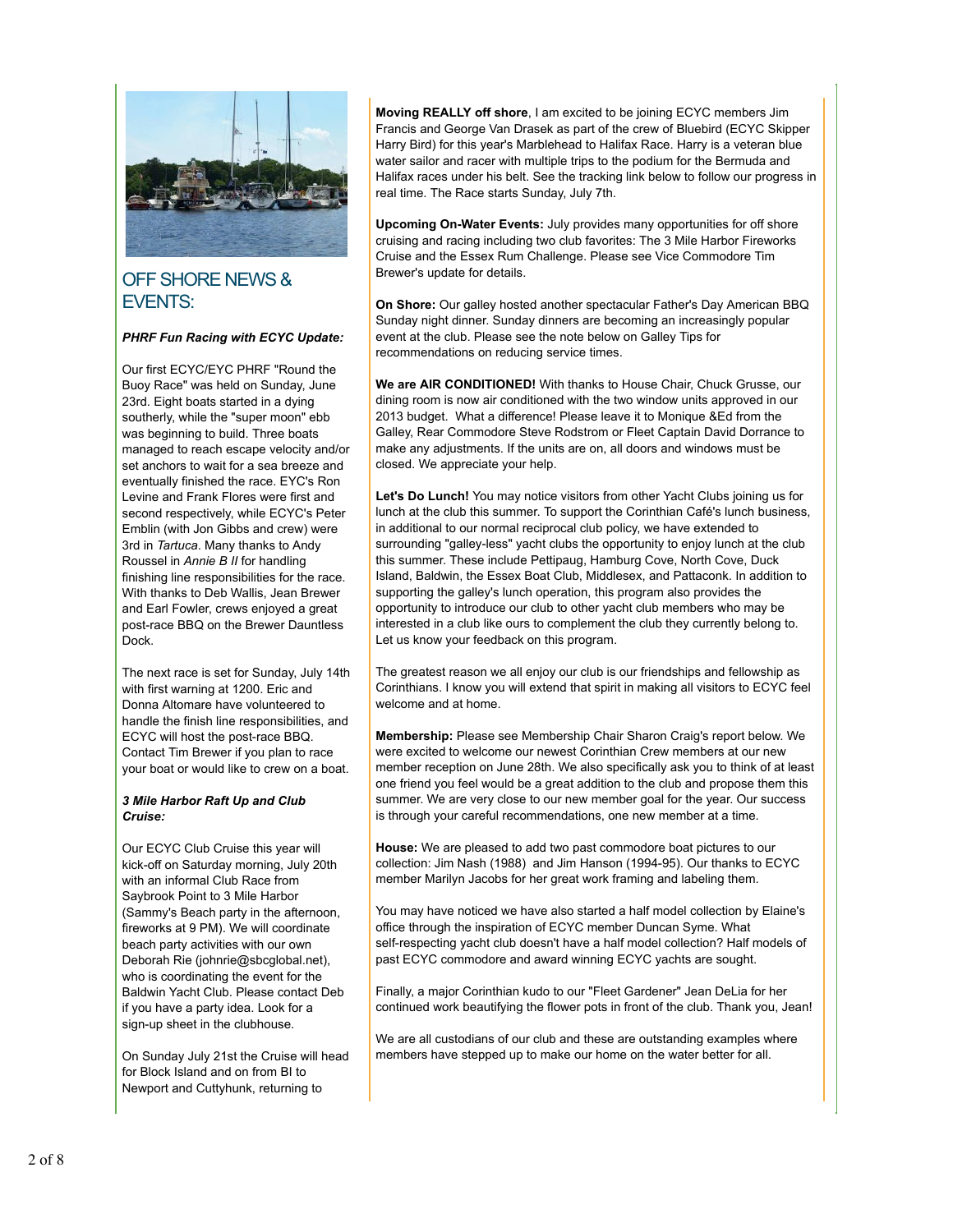## OFF SHORE NEWS & EVENTS:

***PHRF Fun Racing with ECYC Update:***

Our first ECYC/EYC PHRF "Round the Buoy Race" was held on Sunday, June 23rd. Eight boats started in a dying southerly, while the "super moon" ebb was beginning to build. Three boats managed to reach escape velocity and/or set anchors to wait for a sea breeze and eventually finished the race. EYC's Ron Levine and Frank Flores were first and second respectively, while ECYC's Peter Emblin (with Jon Gibbs and crew) were 3rd in *Tartuca*. Many thanks to Andy Roussel in *Annie B II* for handling finishing line responsibilities for the race. With thanks to Deb Wallis, Jean Brewer and Earl Fowler, crews enjoyed a great post-race BBQ on the Brewer Dauntless Dock.

The next race is set for Sunday, July 14th with first warning at 1200. Eric and Donna Altomare have volunteered to handle the finish line responsibilities, and ECYC will host the post-race BBQ. Contact Tim Brewer if you plan to race your boat or would like to crew on a boat.

***3 Mile Harbor Raft Up and Club Cruise:***

Our ECYC Club Cruise this year will kick-off on Saturday morning, July 20th with an informal Club Race from Saybrook Point to 3 Mile Harbor (Sammy's Beach party in the afternoon, fireworks at 9 PM). We will coordinate beach party activities with our own Deborah Rie (johnrie@sbcglobal.net), who is coordinating the event for the Baldwin Yacht Club. Please contact Deb if you have a party idea. Look for a sign-up sheet in the clubhouse.

On Sunday July 21st the Cruise will head for Block Island and on from BI to Newport and Cuttyhunk, returning to

**Moving REALLY off shore**, I am excited to be joining ECYC members Jim Francis and George Van Drasek as part of the crew of Bluebird (ECYC Skipper Harry Bird) for this year's Marblehead to Halifax Race. Harry is a veteran blue water sailor and racer with multiple trips to the podium for the Bermuda and Halifax races under his belt. See the tracking link below to follow our progress in real time. The Race starts Sunday, July 7th.

**Upcoming On-Water Events:** July provides many opportunities for off shore cruising and racing including two club favorites: The 3 Mile Harbor Fireworks Cruise and the Essex Rum Challenge. Please see Vice Commodore Tim Brewer's update for details.

**On Shore:** Our galley hosted another spectacular Father's Day American BBQ Sunday night dinner. Sunday dinners are becoming an increasingly popular event at the club. Please see the note below on Galley Tips for recommendations on reducing service times.

**We are AIR CONDITIONED!** With thanks to House Chair, Chuck Grusse, our dining room is now air conditioned with the two window units approved in our 2013 budget. What a difference! Please leave it to Monique &Ed from the Galley, Rear Commodore Steve Rodstrom or Fleet Captain David Dorrance to make any adjustments. If the units are on, all doors and windows must be closed. We appreciate your help.

**Let's Do Lunch!** You may notice visitors from other Yacht Clubs joining us for lunch at the club this summer. To support the Corinthian Café's lunch business, in additional to our normal reciprocal club policy, we have extended to surrounding "galley-less" yacht clubs the opportunity to enjoy lunch at the club this summer. These include Pettipaug, Hamburg Cove, North Cove, Duck Island, Baldwin, the Essex Boat Club, Middlesex, and Pattaconk. In addition to supporting the galley's lunch operation, this program also provides the opportunity to introduce our club to other yacht club members who may be interested in a club like ours to complement the club they currently belong to. Let us know your feedback on this program.

The greatest reason we all enjoy our club is our friendships and fellowship as Corinthians. I know you will extend that spirit in making all visitors to ECYC feel welcome and at home.

**Membership:** Please see Membership Chair Sharon Craig's report below. We were excited to welcome our newest Corinthian Crew members at our new member reception on June 28th. We also specifically ask you to think of at least one friend you feel would be a great addition to the club and propose them this summer. We are very close to our new member goal for the year. Our success is through your careful recommendations, one new member at a time.

**House:** We are pleased to add two past commodore boat pictures to our collection: Jim Nash (1988) and Jim Hanson (1994-95). Our thanks to ECYC member Marilyn Jacobs for her great work framing and labeling them.

You may have noticed we have also started a half model collection by Elaine's office through the inspiration of ECYC member Duncan Syme. What self-respecting yacht club doesn't have a half model collection? Half models of past ECYC commodore and award winning ECYC yachts are sought.

Finally, a major Corinthian kudo to our "Fleet Gardener" Jean DeLia for her continued work beautifying the flower pots in front of the club. Thank you, Jean!

We are all custodians of our club and these are outstanding examples where members have stepped up to make our home on the water better for all.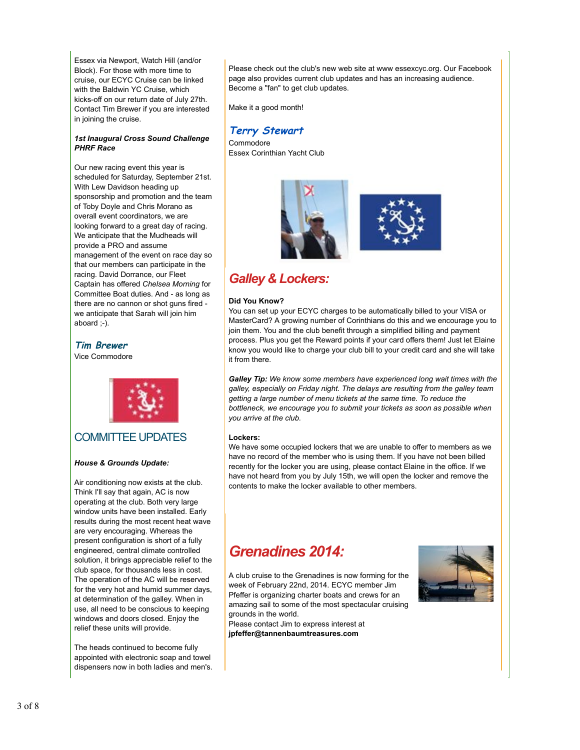Essex via Newport, Watch Hill (and/or Block). For those with more time to cruise, our ECYC Cruise can be linked with the Baldwin YC Cruise, which kicks-off on our return date of July 27th. Contact Tim Brewer if you are interested in joining the cruise.

***1st Inaugural Cross Sound Challenge PHRF Race***

Our new racing event this year is scheduled for Saturday, September 21st. With Lew Davidson heading up sponsorship and promotion and the team of Toby Doyle and Chris Morano as overall event coordinators, we are looking forward to a great day of racing. We anticipate that the Mudheads will provide a PRO and assume management of the event on race day so that our members can participate in the racing. David Dorrance, our Fleet Captain has offered *Chelsea Morning* for Committee Boat duties. And - as long as there are no cannon or shot guns fired - we anticipate that Sarah will join him aboard ;-).

***Tim Brewer***
Vice Commodore

## COMMITTEE UPDATES

***House & Grounds Update:***

Air conditioning now exists at the club. Think I'll say that again, AC is now operating at the club. Both very large window units have been installed. Early results during the most recent heat wave are very encouraging. Whereas the present configuration is short of a fully engineered, central climate controlled solution, it brings appreciable relief to the club space, for thousands less in cost. The operation of the AC will be reserved for the very hot and humid summer days, at determination of the galley. When in use, all need to be conscious to keeping windows and doors closed. Enjoy the relief these units will provide.

The heads continued to become fully appointed with electronic soap and towel dispensers now in both ladies and men's.

Please check out the club's new web site at www essexcyc.org. Our Facebook page also provides current club updates and has an increasing audience. Become a "fan" to get club updates.

Make it a good month!

***Terry Stewart***
Commodore
Essex Corinthian Yacht Club

## Galley & Lockers:

**Did You Know?**
You can set up your ECYC charges to be automatically billed to your VISA or MasterCard? A growing number of Corinthians do this and we encourage you to join them. You and the club benefit through a simplified billing and payment process. Plus you get the Reward points if your card offers them! Just let Elaine know you would like to charge your club bill to your credit card and she will take it from there.

***Galley Tip:*** *We know some members have experienced long wait times with the galley, especially on Friday night. The delays are resulting from the galley team getting a large number of menu tickets at the same time. To reduce the bottleneck, we encourage you to submit your tickets as soon as possible when you arrive at the club.*

**Lockers:**
We have some occupied lockers that we are unable to offer to members as we have no record of the member who is using them. If you have not been billed recently for the locker you are using, please contact Elaine in the office. If we have not heard from you by July 15th, we will open the locker and remove the contents to make the locker available to other members.

## Grenadines 2014:

A club cruise to the Grenadines is now forming for the week of February 22nd, 2014. ECYC member Jim Pfeffer is organizing charter boats and crews for an amazing sail to some of the most spectacular cruising grounds in the world.
Please contact Jim to express interest at **jpfeffer@tannenbaumtreasures.com**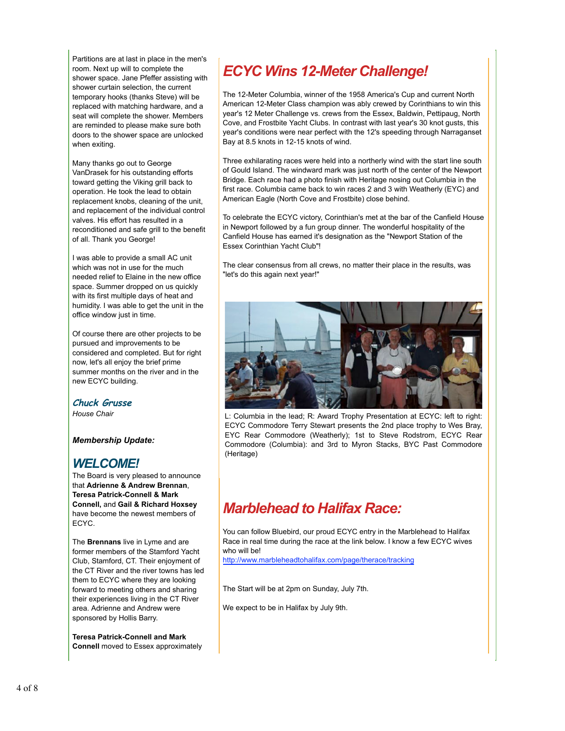Partitions are at last in place in the men's room. Next up will to complete the shower space. Jane Pfeffer assisting with shower curtain selection, the current temporary hooks (thanks Steve) will be replaced with matching hardware, and a seat will complete the shower. Members are reminded to please make sure both doors to the shower space are unlocked when exiting.

Many thanks go out to George VanDrasek for his outstanding efforts toward getting the Viking grill back to operation. He took the lead to obtain replacement knobs, cleaning of the unit, and replacement of the individual control valves. His effort has resulted in a reconditioned and safe grill to the benefit of all. Thank you George!

I was able to provide a small AC unit which was not in use for the much needed relief to Elaine in the new office space. Summer dropped on us quickly with its first multiple days of heat and humidity. I was able to get the unit in the office window just in time.

Of course there are other projects to be pursued and improvements to be considered and completed. But for right now, let's all enjoy the brief prime summer months on the river and in the new ECYC building.

***Chuck Grusse***
*House Chair*

***Membership Update:***

## *WELCOME!*

The Board is very pleased to announce that **Adrienne & Andrew Brennan**, **Teresa Patrick-Connell & Mark Connell,** and **Gail & Richard Hoxsey** have become the newest members of ECYC.

The **Brennans** live in Lyme and are former members of the Stamford Yacht Club, Stamford, CT. Their enjoyment of the CT River and the river towns has led them to ECYC where they are looking forward to meeting others and sharing their experiences living in the CT River area. Adrienne and Andrew were sponsored by Hollis Barry.

**Teresa Patrick-Connell and Mark Connell** moved to Essex approximately

## *ECYC Wins 12-Meter Challenge!*

The 12-Meter Columbia, winner of the 1958 America's Cup and current North American 12-Meter Class champion was ably crewed by Corinthians to win this year's 12 Meter Challenge vs. crews from the Essex, Baldwin, Pettipaug, North Cove, and Frostbite Yacht Clubs. In contrast with last year's 30 knot gusts, this year's conditions were near perfect with the 12's speeding through Narraganset Bay at 8.5 knots in 12-15 knots of wind.

Three exhilarating races were held into a northerly wind with the start line south of Gould Island. The windward mark was just north of the center of the Newport Bridge. Each race had a photo finish with Heritage nosing out Columbia in the first race. Columbia came back to win races 2 and 3 with Weatherly (EYC) and American Eagle (North Cove and Frostbite) close behind.

To celebrate the ECYC victory, Corinthian's met at the bar of the Canfield House in Newport followed by a fun group dinner. The wonderful hospitality of the Canfield House has earned it's designation as the "Newport Station of the Essex Corinthian Yacht Club"!

The clear consensus from all crews, no matter their place in the results, was "let's do this again next year!"

L: Columbia in the lead; R: Award Trophy Presentation at ECYC: left to right: ECYC Commodore Terry Stewart presents the 2nd place trophy to Wes Bray, EYC Rear Commodore (Weatherly); 1st to Steve Rodstrom, ECYC Rear Commodore (Columbia): and 3rd to Myron Stacks, BYC Past Commodore (Heritage)

## *Marblehead to Halifax Race:*

You can follow Bluebird, our proud ECYC entry in the Marblehead to Halifax Race in real time during the race at the link below. I know a few ECYC wives who will be!
http://www.marbleheadtohalifax.com/page/therace/tracking

The Start will be at 2pm on Sunday, July 7th.

We expect to be in Halifax by July 9th.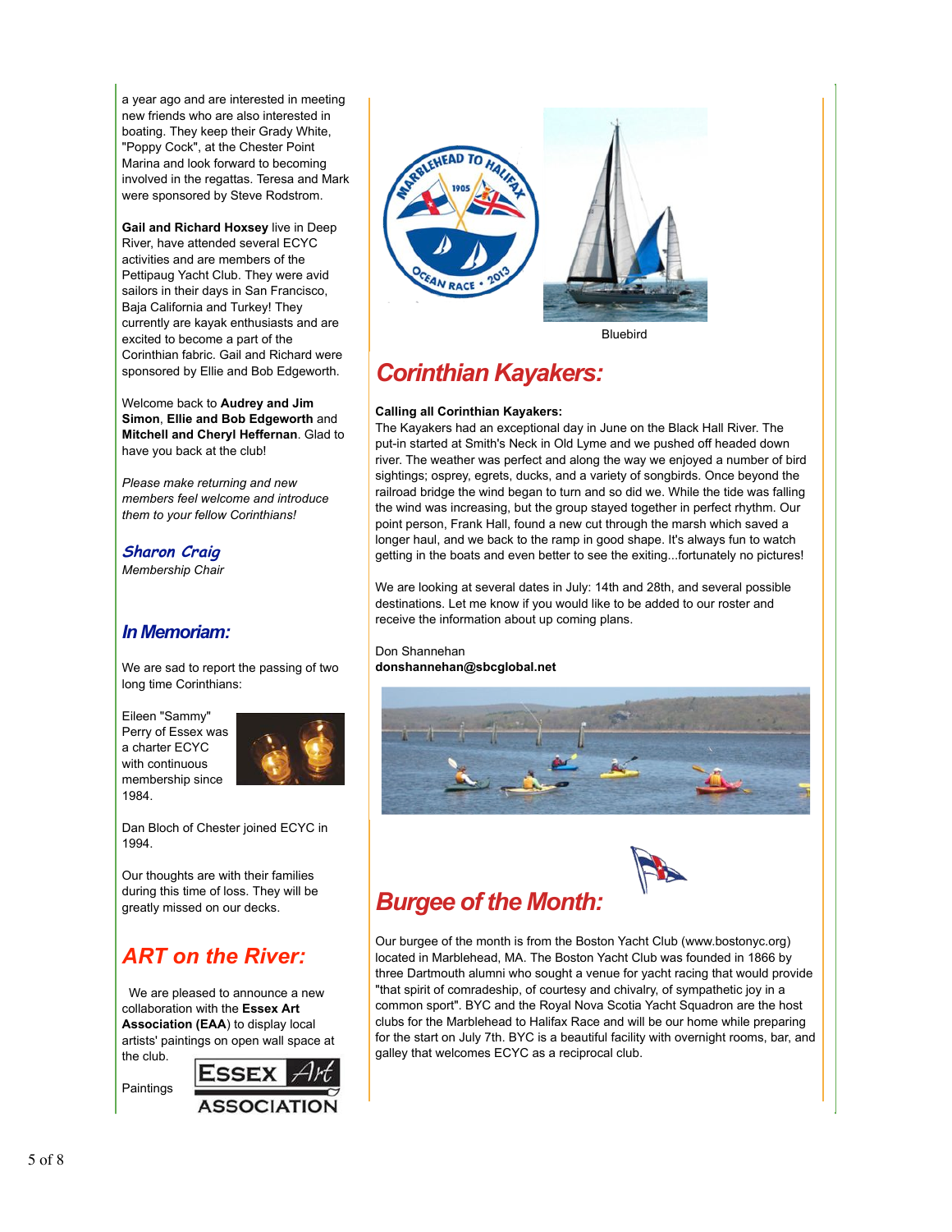a year ago and are interested in meeting new friends who are also interested in boating. They keep their Grady White, "Poppy Cock", at the Chester Point Marina and look forward to becoming involved in the regattas. Teresa and Mark were sponsored by Steve Rodstrom.

**Gail and Richard Hoxsey** live in Deep River, have attended several ECYC activities and are members of the Pettipaug Yacht Club. They were avid sailors in their days in San Francisco, Baja California and Turkey! They currently are kayak enthusiasts and are excited to become a part of the Corinthian fabric. Gail and Richard were sponsored by Ellie and Bob Edgeworth.

Welcome back to **Audrey and Jim Simon**, **Ellie and Bob Edgeworth** and **Mitchell and Cheryl Heffernan**. Glad to have you back at the club!

*Please make returning and new members feel welcome and introduce them to your fellow Corinthians!*

***Sharon Craig***
*Membership Chair*

## In Memoriam:

We are sad to report the passing of two long time Corinthians:

Eileen "Sammy" Perry of Essex was a charter ECYC with continuous membership since 1984.

Dan Bloch of Chester joined ECYC in 1994.

Our thoughts are with their families during this time of loss. They will be greatly missed on our decks.

## ART on the River:

We are pleased to announce a new collaboration with the **Essex Art Association (EAA)** to display local artists' paintings on open wall space at the club.

Paintings

Bluebird

## Corinthian Kayakers:

**Calling all Corinthian Kayakers:**
The Kayakers had an exceptional day in June on the Black Hall River. The put-in started at Smith's Neck in Old Lyme and we pushed off headed down river. The weather was perfect and along the way we enjoyed a number of bird sightings; osprey, egrets, ducks, and a variety of songbirds. Once beyond the railroad bridge the wind began to turn and so did we. While the tide was falling the wind was increasing, but the group stayed together in perfect rhythm. Our point person, Frank Hall, found a new cut through the marsh which saved a longer haul, and we back to the ramp in good shape. It's always fun to watch getting in the boats and even better to see the exiting...fortunately no pictures!

We are looking at several dates in July: 14th and 28th, and several possible destinations. Let me know if you would like to be added to our roster and receive the information about up coming plans.

Don Shannehan
**donshannehan@sbcglobal.net**

## Burgee of the Month:

Our burgee of the month is from the Boston Yacht Club (www.bostonyc.org) located in Marblehead, MA. The Boston Yacht Club was founded in 1866 by three Dartmouth alumni who sought a venue for yacht racing that would provide "that spirit of comradeship, of courtesy and chivalry, of sympathetic joy in a common sport". BYC and the Royal Nova Scotia Yacht Squadron are the host clubs for the Marblehead to Halifax Race and will be our home while preparing for the start on July 7th. BYC is a beautiful facility with overnight rooms, bar, and galley that welcomes ECYC as a reciprocal club.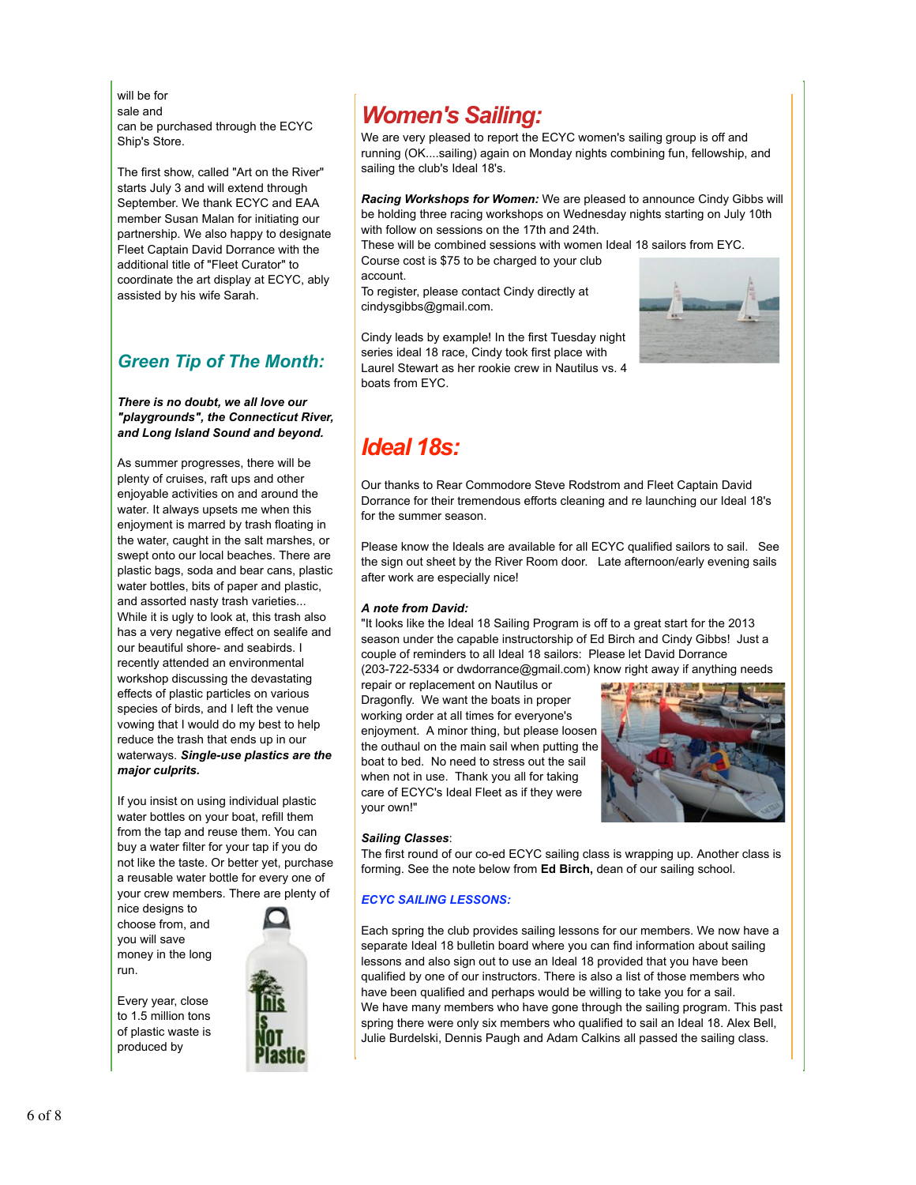will be for sale and can be purchased through the ECYC Ship's Store.

The first show, called "Art on the River" starts July 3 and will extend through September. We thank ECYC and EAA member Susan Malan for initiating our partnership. We also happy to designate Fleet Captain David Dorrance with the additional title of "Fleet Curator" to coordinate the art display at ECYC, ably assisted by his wife Sarah.

## Green Tip of The Month:

***There is no doubt, we all love our "playgrounds", the Connecticut River, and Long Island Sound and beyond.***

As summer progresses, there will be plenty of cruises, raft ups and other enjoyable activities on and around the water. It always upsets me when this enjoyment is marred by trash floating in the water, caught in the salt marshes, or swept onto our local beaches. There are plastic bags, soda and bear cans, plastic water bottles, bits of paper and plastic, and assorted nasty trash varieties... While it is ugly to look at, this trash also has a very negative effect on sealife and our beautiful shore- and seabirds. I recently attended an environmental workshop discussing the devastating effects of plastic particles on various species of birds, and I left the venue vowing that I would do my best to help reduce the trash that ends up in our waterways. ***Single-use plastics are the major culprits.***

If you insist on using individual plastic water bottles on your boat, refill them from the tap and reuse them. You can buy a water filter for your tap if you do not like the taste. Or better yet, purchase a reusable water bottle for every one of your crew members. There are plenty of nice designs to choose from, and you will save money in the long run.

Every year, close to 1.5 million tons of plastic waste is produced by

## Women's Sailing:

We are very pleased to report the ECYC women's sailing group is off and running (OK....sailing) again on Monday nights combining fun, fellowship, and sailing the club's Ideal 18's.

***Racing Workshops for Women:*** We are pleased to announce Cindy Gibbs will be holding three racing workshops on Wednesday nights starting on July 10th with follow on sessions on the 17th and 24th.
These will be combined sessions with women Ideal 18 sailors from EYC.
Course cost is $75 to be charged to your club account.
To register, please contact Cindy directly at cindysgibbs@gmail.com.

Cindy leads by example! In the first Tuesday night series ideal 18 race, Cindy took first place with Laurel Stewart as her rookie crew in Nautilus vs. 4 boats from EYC.

## Ideal 18s:

Our thanks to Rear Commodore Steve Rodstrom and Fleet Captain David Dorrance for their tremendous efforts cleaning and re launching our Ideal 18's for the summer season.

Please know the Ideals are available for all ECYC qualified sailors to sail. See the sign out sheet by the River Room door. Late afternoon/early evening sails after work are especially nice!

***A note from David:***
"It looks like the Ideal 18 Sailing Program is off to a great start for the 2013 season under the capable instructorship of Ed Birch and Cindy Gibbs! Just a couple of reminders to all Ideal 18 sailors: Please let David Dorrance (203-722-5334 or dwdorrance@gmail.com) know right away if anything needs repair or replacement on Nautilus or Dragonfly. We want the boats in proper working order at all times for everyone's enjoyment. A minor thing, but please loosen the outhaul on the main sail when putting the boat to bed. No need to stress out the sail when not in use. Thank you all for taking care of ECYC's Ideal Fleet as if they were your own!"

***Sailing Classes***:
The first round of our co-ed ECYC sailing class is wrapping up. Another class is forming. See the note below from **Ed Birch,** dean of our sailing school.

### *ECYC SAILING LESSONS:*

Each spring the club provides sailing lessons for our members. We now have a separate Ideal 18 bulletin board where you can find information about sailing lessons and also sign out to use an Ideal 18 provided that you have been qualified by one of our instructors. There is also a list of those members who have been qualified and perhaps would be willing to take you for a sail.
We have many members who have gone through the sailing program. This past spring there were only six members who qualified to sail an Ideal 18. Alex Bell, Julie Burdelski, Dennis Paugh and Adam Calkins all passed the sailing class.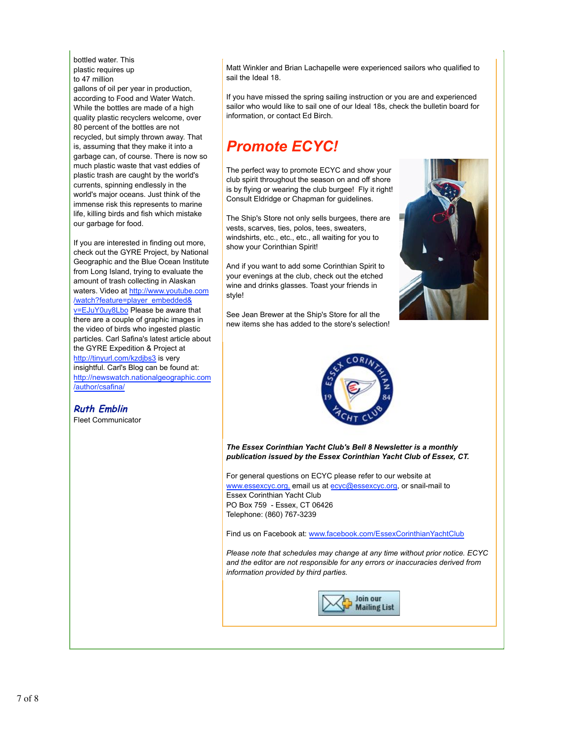bottled water. This plastic requires up to 47 million gallons of oil per year in production, according to Food and Water Watch. While the bottles are made of a high quality plastic recyclers welcome, over 80 percent of the bottles are not recycled, but simply thrown away. That is, assuming that they make it into a garbage can, of course. There is now so much plastic waste that vast eddies of plastic trash are caught by the world's currents, spinning endlessly in the world's major oceans. Just think of the immense risk this represents to marine life, killing birds and fish which mistake our garbage for food.

If you are interested in finding out more, check out the GYRE Project, by National Geographic and the Blue Ocean Institute from Long Island, trying to evaluate the amount of trash collecting in Alaskan waters. Video at http://www.youtube.com/watch?feature=player_embedded&v=EJuY0uy8Lbo Please be aware that there are a couple of graphic images in the video of birds who ingested plastic particles. Carl Safina's latest article about the GYRE Expedition & Project at http://tinyurl.com/kzdjbs3 is very insightful. Carl's Blog can be found at: http://newswatch.nationalgeographic.com/author/csafina/

***Ruth Emblin***
Fleet Communicator

Matt Winkler and Brian Lachapelle were experienced sailors who qualified to sail the Ideal 18.

If you have missed the spring sailing instruction or you are and experienced sailor who would like to sail one of our Ideal 18s, check the bulletin board for information, or contact Ed Birch.

## *Promote ECYC!*

The perfect way to promote ECYC and show your club spirit throughout the season on and off shore is by flying or wearing the club burgee! Fly it right! Consult Eldridge or Chapman for guidelines.

The Ship's Store not only sells burgees, there are vests, scarves, ties, polos, tees, sweaters, windshirts, etc., etc., all waiting for you to show your Corinthian Spirit!

And if you want to add some Corinthian Spirit to your evenings at the club, check out the etched wine and drinks glasses. Toast your friends in style!

See Jean Brewer at the Ship's Store for all the new items she has added to the store's selection!

***The Essex Corinthian Yacht Club's Bell 8 Newsletter is a monthly publication issued by the Essex Corinthian Yacht Club of Essex, CT.***

For general questions on ECYC please refer to our website at www.essexcyc.org, email us at ecyc@essexcyc.org, or snail-mail to
Essex Corinthian Yacht Club
PO Box 759 - Essex, CT 06426
Telephone: (860) 767-3239

Find us on Facebook at: www.facebook.com/EssexCorinthianYachtClub

*Please note that schedules may change at any time without prior notice. ECYC and the editor are not responsible for any errors or inaccuracies derived from information provided by third parties.*

Join our Mailing List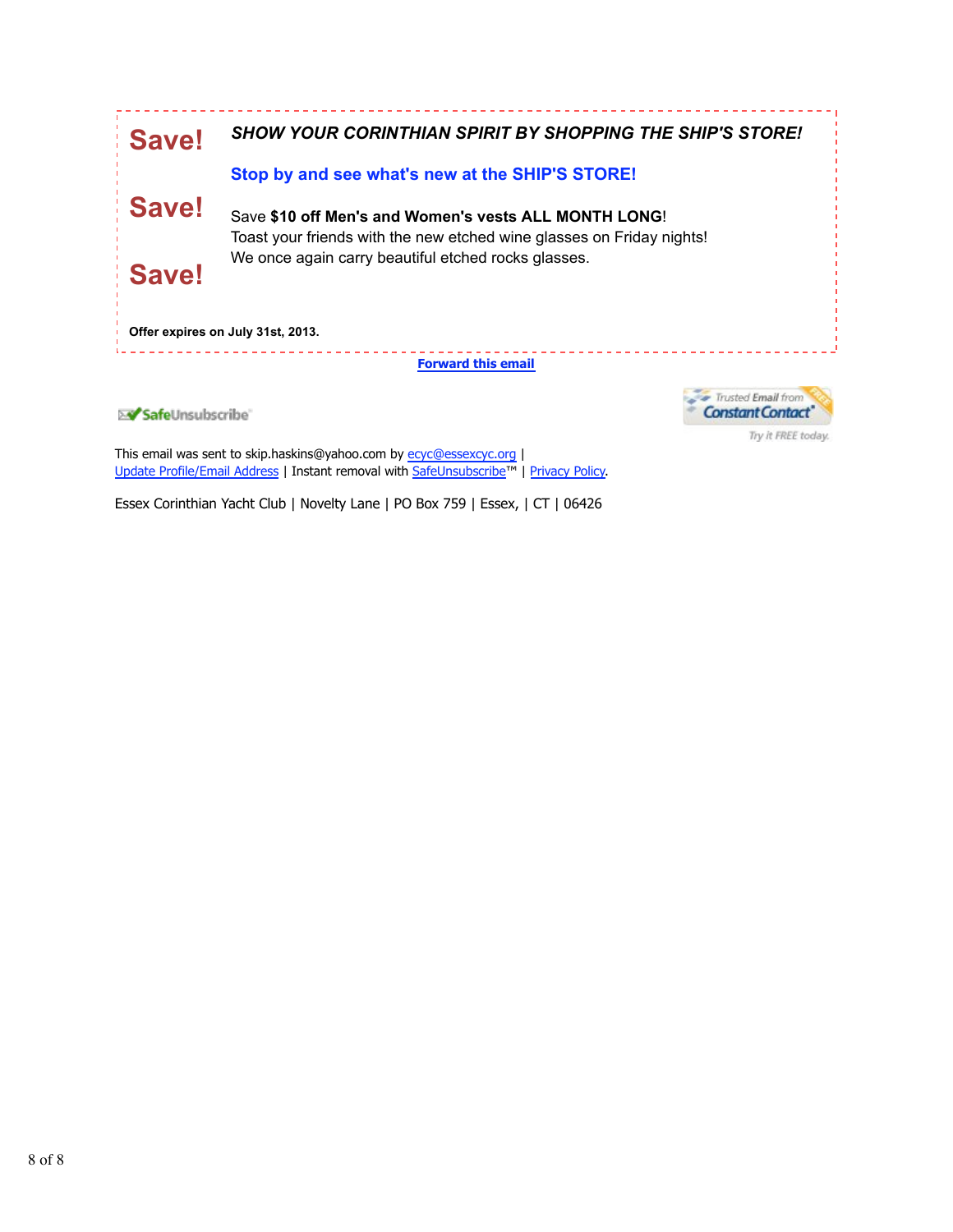**Save!**

**Save!**

**Save!**

***SHOW YOUR CORINTHIAN SPIRIT BY SHOPPING THE SHIP'S STORE!***

**Stop by and see what's new at the SHIP'S STORE!**

Save **$10 off Men's and Women's vests ALL MONTH LONG**!
Toast your friends with the new etched wine glasses on Friday nights!
We once again carry beautiful etched rocks glasses.

**Offer expires on July 31st, 2013.**

**Forward this email**

SafeUnsubscribe

Trusted Email from Constant Contact
Try it FREE today.

This email was sent to skip.haskins@yahoo.com by ecyc@essexcyc.org |
Update Profile/Email Address | Instant removal with SafeUnsubscribe™ | Privacy Policy.

Essex Corinthian Yacht Club | Novelty Lane | PO Box 759 | Essex, | CT | 06426